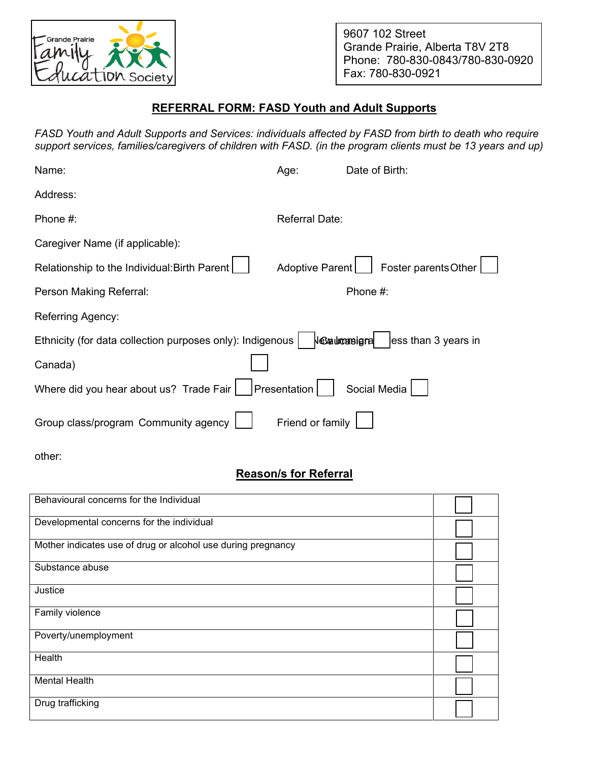Grande Prairie Family Education Society

9607 102 Street
Grande Prairie, Alberta T8V 2T8
Phone: 780-830-0843/780-830-0920
Fax: 780-830-0921

## REFERRAL FORM: FASD Youth and Adult Supports

*FASD Youth and Adult Supports and Services: individuals affected by FASD from birth to death who require support services, families/caregivers of children with FASD. (in the program clients must be 13 years and up)*

Name: Age: Date of Birth:

Address:

Phone #: Referral Date:

Caregiver Name (if applicable):

Relationship to the Individual: Birth Parent ☐ Adoptive Parent ☐ Foster parents Other ☐

Person Making Referral: Phone #:

Referring Agency:

Ethnicity (for data collection purposes only): Indigenous ☐ Caucasian ☐ New Immigrant (less than 3 years in Canada) ☐

Where did you hear about us? Trade Fair ☐ Presentation ☐ Social Media ☐

Group class/program Community agency ☐ Friend or family ☐

other:

## Reason/s for Referral

| Reason | |
|---|---|
| Behavioural concerns for the Individual | ☐ |
| Developmental concerns for the individual | ☐ |
| Mother indicates use of drug or alcohol use during pregnancy | ☐ |
| Substance abuse | ☐ |
| Justice | ☐ |
| Family violence | ☐ |
| Poverty/unemployment | ☐ |
| Health | ☐ |
| Mental Health | ☐ |
| Drug trafficking | ☐ |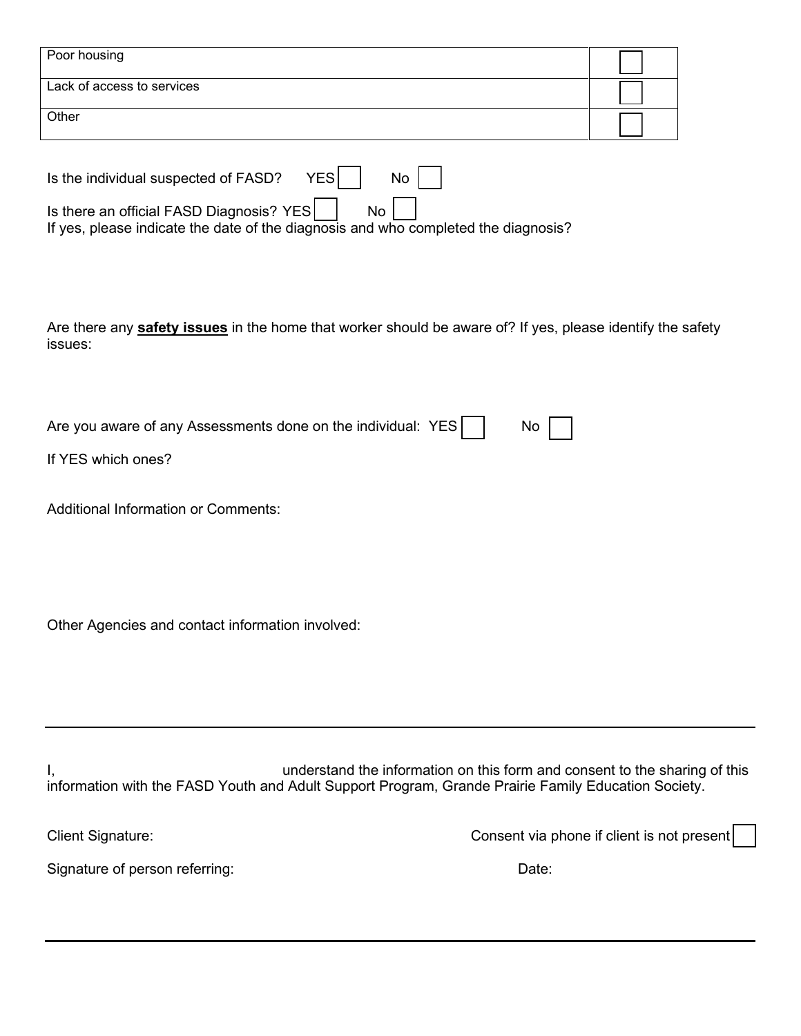| | |
|---|---|
| Poor housing | ☐ |
| Lack of access to services | ☐ |
| Other | ☐ |

Is the individual suspected of FASD? YES ☐ No ☐

Is there an official FASD Diagnosis? YES ☐ No ☐
If yes, please indicate the date of the diagnosis and who completed the diagnosis?

Are there any **safety issues** in the home that worker should be aware of? If yes, please identify the safety issues:

Are you aware of any Assessments done on the individual: YES ☐ No ☐

If YES which ones?

Additional Information or Comments:

Other Agencies and contact information involved:

---

I, understand the information on this form and consent to the sharing of this information with the FASD Youth and Adult Support Program, Grande Prairie Family Education Society.

Client Signature: Consent via phone if client is not present ☐

Signature of person referring: Date:

---